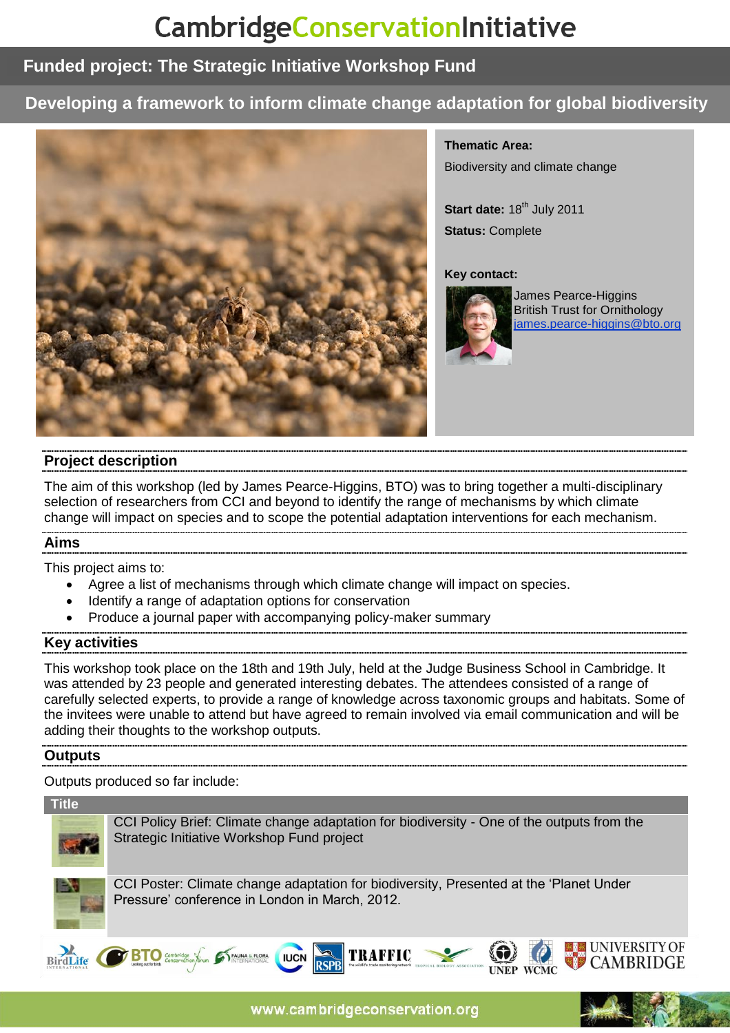# CambridgeConservationInitiative

## Funded project: The Strategic Initiative Workshop Fund

## Developing a framework to inform climate change adaptation for global biodiversity

**Thematic Area:**

Biodiversity and climate change

**Start date:** 18th July 2011

**Status:** Complete

**Key contact:**

James Pearce-Higgins
British Trust for Ornithology
james.pearce-higgins@bto.org

### Project description

The aim of this workshop (led by James Pearce-Higgins, BTO) was to bring together a multi-disciplinary selection of researchers from CCI and beyond to identify the range of mechanisms by which climate change will impact on species and to scope the potential adaptation interventions for each mechanism.

### Aims

This project aims to:

- Agree a list of mechanisms through which climate change will impact on species.
- Identify a range of adaptation options for conservation
- Produce a journal paper with accompanying policy-maker summary

### Key activities

This workshop took place on the 18th and 19th July, held at the Judge Business School in Cambridge. It was attended by 23 people and generated interesting debates. The attendees consisted of a range of carefully selected experts, to provide a range of knowledge across taxonomic groups and habitats. Some of the invitees were unable to attend but have agreed to remain involved via email communication and will be adding their thoughts to the workshop outputs.

### Outputs

Outputs produced so far include:

| Title |
|---|
| CCI Policy Brief: Climate change adaptation for biodiversity - One of the outputs from the Strategic Initiative Workshop Fund project |
| CCI Poster: Climate change adaptation for biodiversity, Presented at the 'Planet Under Pressure' conference in London in March, 2012. |

www.cambridgeconservation.org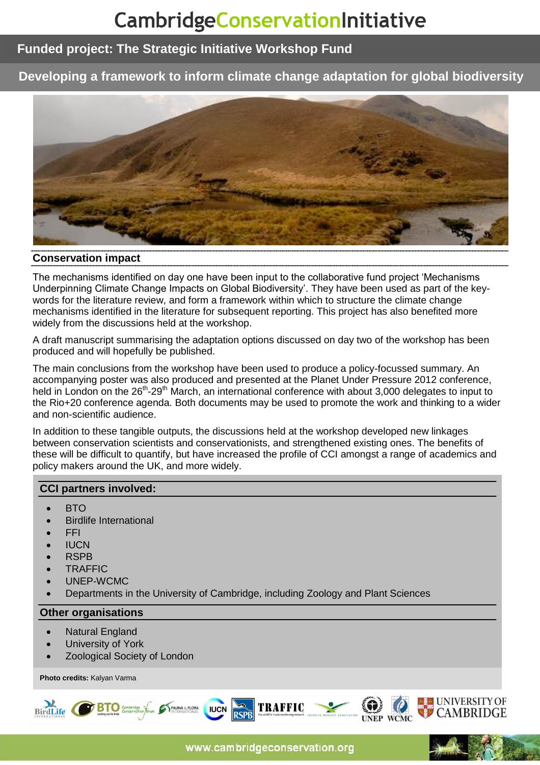# CambridgeConservationInitiative

## Funded project: The Strategic Initiative Workshop Fund

## Developing a framework to inform climate change adaptation for global biodiversity

### Conservation impact

The mechanisms identified on day one have been input to the collaborative fund project 'Mechanisms Underpinning Climate Change Impacts on Global Biodiversity'. They have been used as part of the key-words for the literature review, and form a framework within which to structure the climate change mechanisms identified in the literature for subsequent reporting. This project has also benefited more widely from the discussions held at the workshop.

A draft manuscript summarising the adaptation options discussed on day two of the workshop has been produced and will hopefully be published.

The main conclusions from the workshop have been used to produce a policy-focussed summary. An accompanying poster was also produced and presented at the Planet Under Pressure 2012 conference, held in London on the 26th-29th March, an international conference with about 3,000 delegates to input to the Rio+20 conference agenda. Both documents may be used to promote the work and thinking to a wider and non-scientific audience.

In addition to these tangible outputs, the discussions held at the workshop developed new linkages between conservation scientists and conservationists, and strengthened existing ones. The benefits of these will be difficult to quantify, but have increased the profile of CCI amongst a range of academics and policy makers around the UK, and more widely.

### CCI partners involved:

- BTO
- Birdlife International
- FFI
- IUCN
- RSPB
- TRAFFIC
- UNEP-WCMC
- Departments in the University of Cambridge, including Zoology and Plant Sciences

### Other organisations

- Natural England
- University of York
- Zoological Society of London

**Photo credits:** Kalyan Varma

www.cambridgeconservation.org